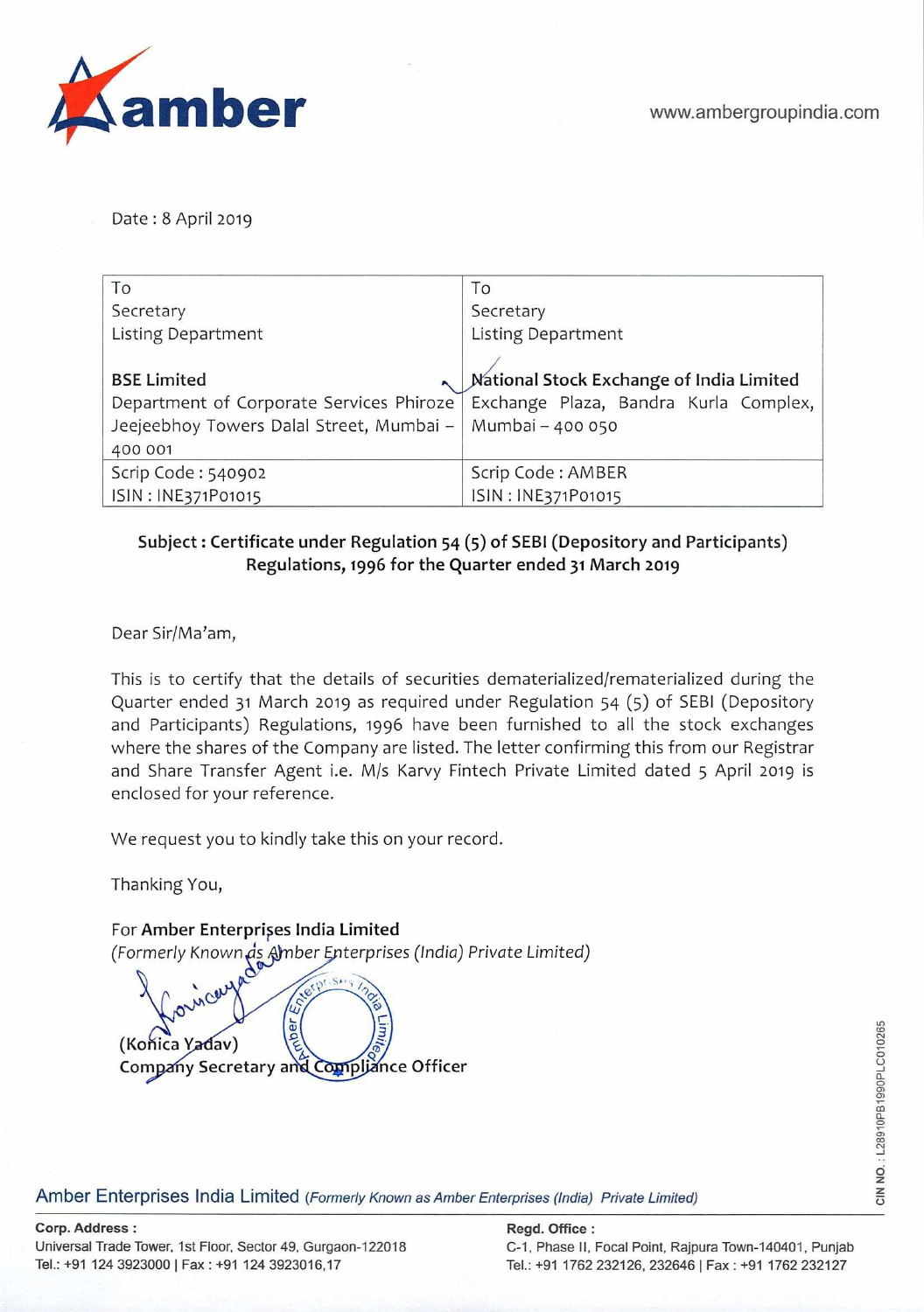www.ambergroupindia.com

Date : 8 April 2019

| To<br>Secretary<br>Listing Department<br><br>**BSE Limited**<br>Department of Corporate Services Phiroze Jeejeebhoy Towers Dalal Street, Mumbai – 400 001 | To<br>Secretary<br>Listing Department<br><br>**National Stock Exchange of India Limited**<br>Exchange Plaza, Bandra Kurla Complex, Mumbai – 400 050 |
|---|---|
| Scrip Code : 540902<br>ISIN : INE371P01015 | Scrip Code : AMBER<br>ISIN : INE371P01015 |

**Subject : Certificate under Regulation 54 (5) of SEBI (Depository and Participants) Regulations, 1996 for the Quarter ended 31 March 2019**

Dear Sir/Ma'am,

This is to certify that the details of securities dematerialized/rematerialized during the Quarter ended 31 March 2019 as required under Regulation 54 (5) of SEBI (Depository and Participants) Regulations, 1996 have been furnished to all the stock exchanges where the shares of the Company are listed. The letter confirming this from our Registrar and Share Transfer Agent i.e. M/s Karvy Fintech Private Limited dated 5 April 2019 is enclosed for your reference.

We request you to kindly take this on your record.

Thanking You,

For **Amber Enterprises India Limited**
*(Formerly Known as Amber Enterprises (India) Private Limited)*

(Konica Yadav)
**Company Secretary and Compliance Officer**

Amber Enterprises India Limited *(Formerly Known as Amber Enterprises (India) Private Limited)*

CIN NO. : L28910PB1990PLC010265

**Corp. Address :**
Universal Trade Tower, 1st Floor, Sector 49, Gurgaon-122018
Tel.: +91 124 3923000 | Fax : +91 124 3923016,17

**Regd. Office :**
C-1, Phase II, Focal Point, Rajpura Town-140401, Punjab
Tel.: +91 1762 232126, 232646 | Fax : +91 1762 232127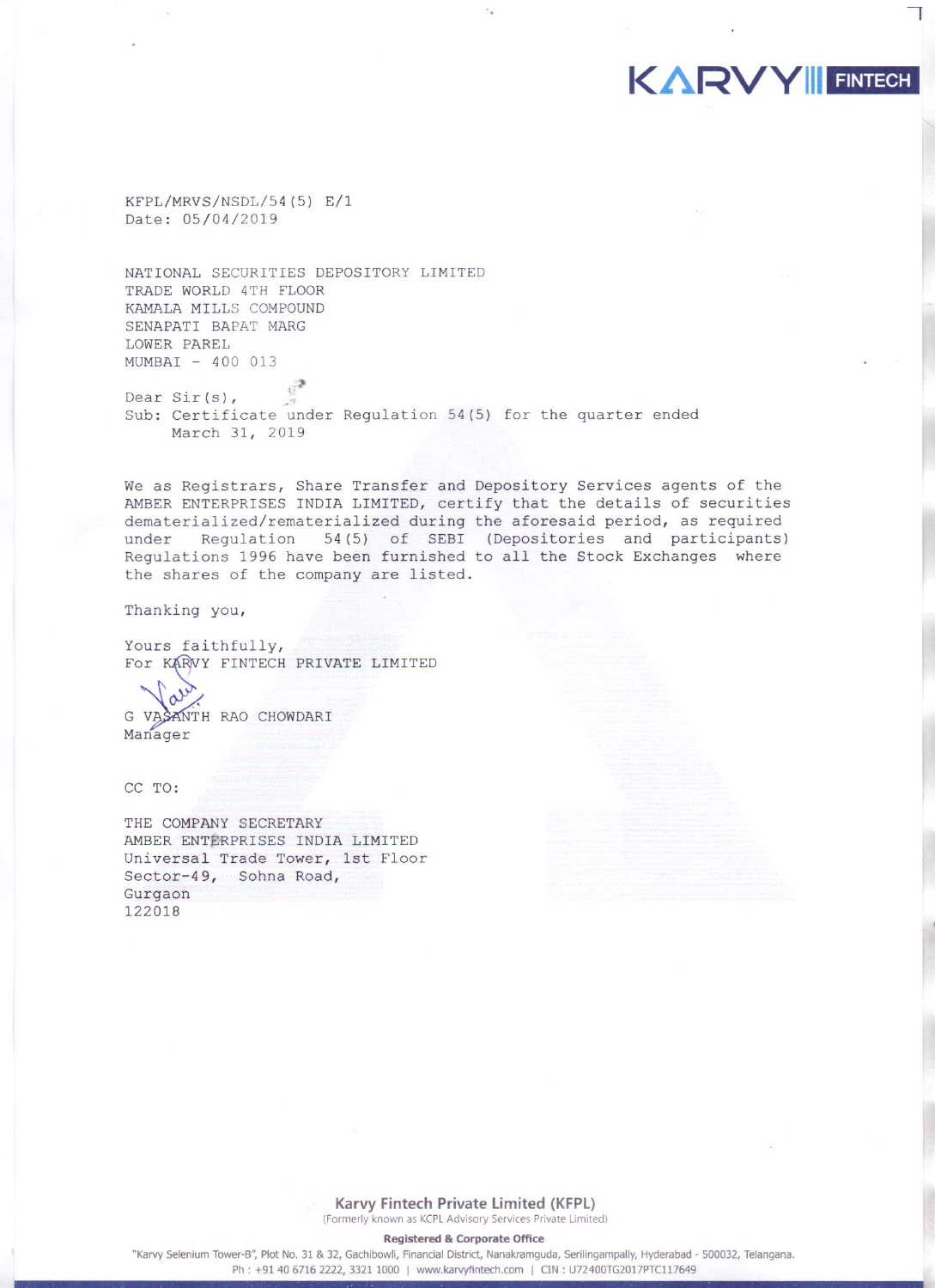KARVY FINTECH

KFPL/MRVS/NSDL/54(5) E/1
Date: 05/04/2019

NATIONAL SECURITIES DEPOSITORY LIMITED
TRADE WORLD 4TH FLOOR
KAMALA MILLS COMPOUND
SENAPATI BAPAT MARG
LOWER PAREL
MUMBAI - 400 013

Dear Sir(s),
Sub: Certificate under Regulation 54(5) for the quarter ended March 31, 2019

We as Registrars, Share Transfer and Depository Services agents of the AMBER ENTERPRISES INDIA LIMITED, certify that the details of securities dematerialized/rematerialized during the aforesaid period, as required under Regulation 54(5) of SEBI (Depositories and participants) Regulations 1996 have been furnished to all the Stock Exchanges where the shares of the company are listed.

Thanking you,

Yours faithfully,
For KARVY FINTECH PRIVATE LIMITED

G VASANTH RAO CHOWDARI
Manager

CC TO:

THE COMPANY SECRETARY
AMBER ENTERPRISES INDIA LIMITED
Universal Trade Tower, 1st Floor
Sector-49, Sohna Road,
Gurgaon
122018

**Karvy Fintech Private Limited (KFPL)**
(Formerly known as KCPL Advisory Services Private Limited)

**Registered & Corporate Office**
"Karvy Selenium Tower-B", Plot No. 31 & 32, Gachibowli, Financial District, Nanakramguda, Serilingampally, Hyderabad - 500032, Telangana.
Ph : +91 40 6716 2222, 3321 1000 | www.karvyfintech.com | CIN : U72400TG2017PTC117649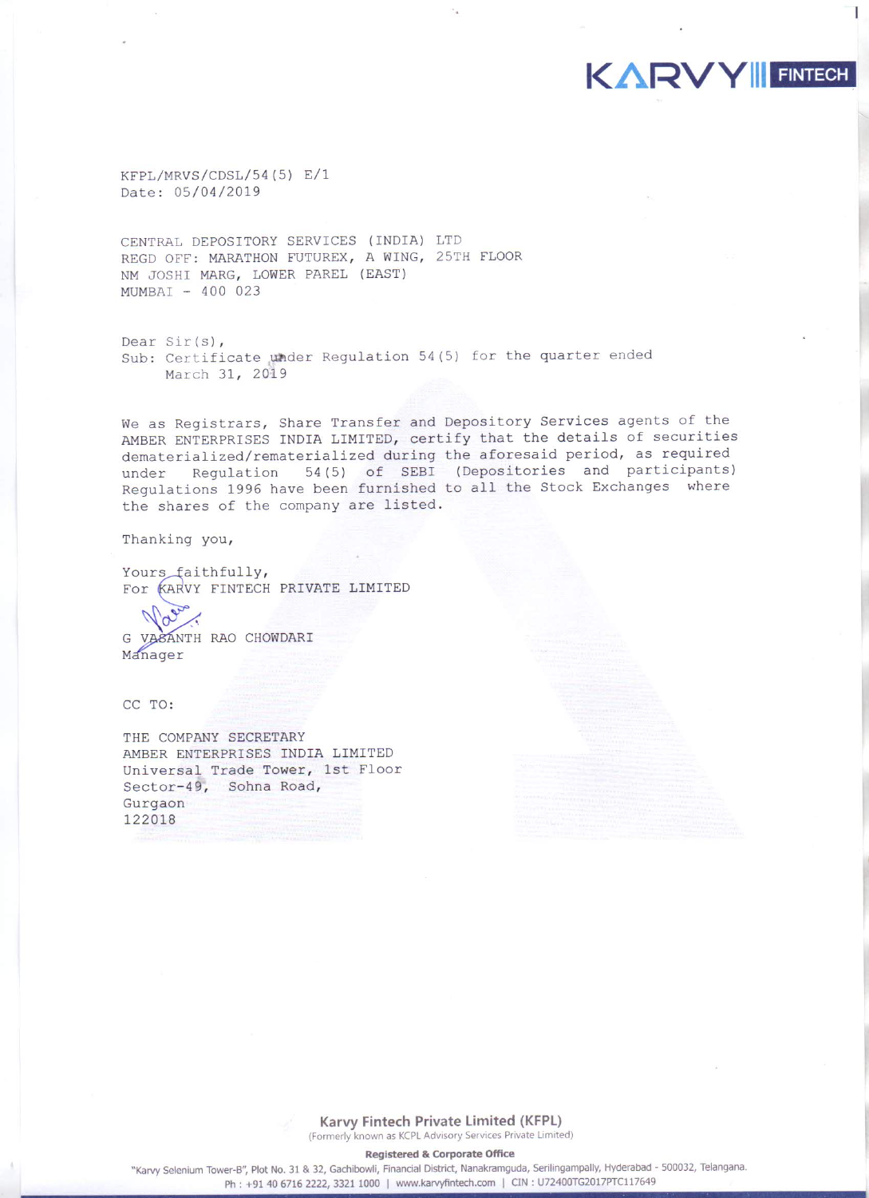KARVY FINTECH

KFPL/MRVS/CDSL/54(5) E/1
Date: 05/04/2019

CENTRAL DEPOSITORY SERVICES (INDIA) LTD
REGD OFF: MARATHON FUTUREX, A WING, 25TH FLOOR
NM JOSHI MARG, LOWER PAREL (EAST)
MUMBAI - 400 023

Dear Sir(s),
Sub: Certificate under Regulation 54(5) for the quarter ended March 31, 2019

We as Registrars, Share Transfer and Depository Services agents of the AMBER ENTERPRISES INDIA LIMITED, certify that the details of securities dematerialized/rematerialized during the aforesaid period, as required under Regulation 54(5) of SEBI (Depositories and participants) Regulations 1996 have been furnished to all the Stock Exchanges where the shares of the company are listed.

Thanking you,

Yours faithfully,
For KARVY FINTECH PRIVATE LIMITED

G VASANTH RAO CHOWDARI
Manager

CC TO:

THE COMPANY SECRETARY
AMBER ENTERPRISES INDIA LIMITED
Universal Trade Tower, 1st Floor
Sector-49, Sohna Road,
Gurgaon
122018

**Karvy Fintech Private Limited (KFPL)**
(Formerly known as KCPL Advisory Services Private Limited)

**Registered & Corporate Office**
"Karvy Selenium Tower-B", Plot No. 31 & 32, Gachibowli, Financial District, Nanakramguda, Serilingampally, Hyderabad - 500032, Telangana.
Ph : +91 40 6716 2222, 3321 1000 | www.karvyfintech.com | CIN : U72400TG2017PTC117649